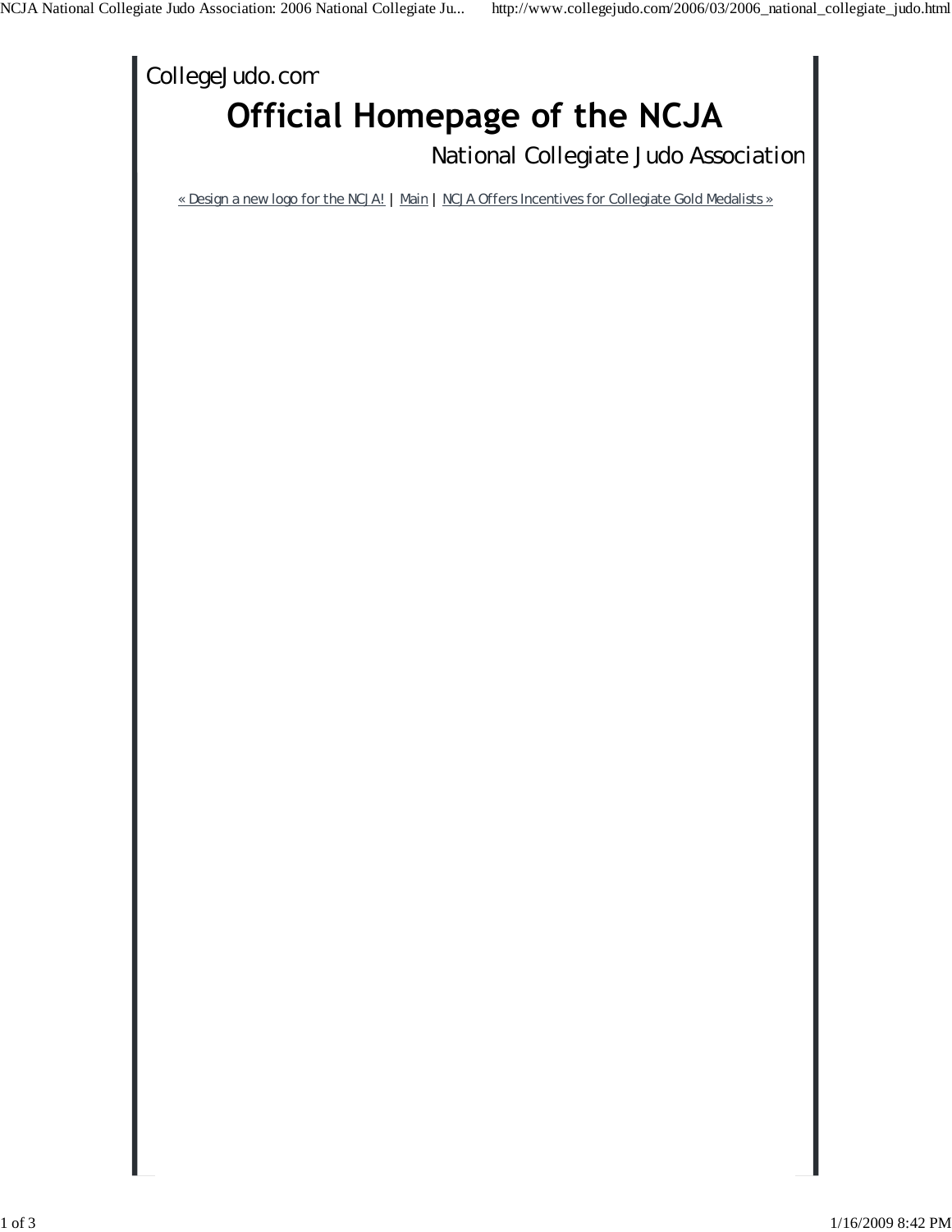CollegeJudo.com

# Official Homepage of the NCJA

National Collegiate Judo Association

« Design a new logo for the NCJA! | Main | NCJA Offers Incentives for Collegiate Gold Medalists »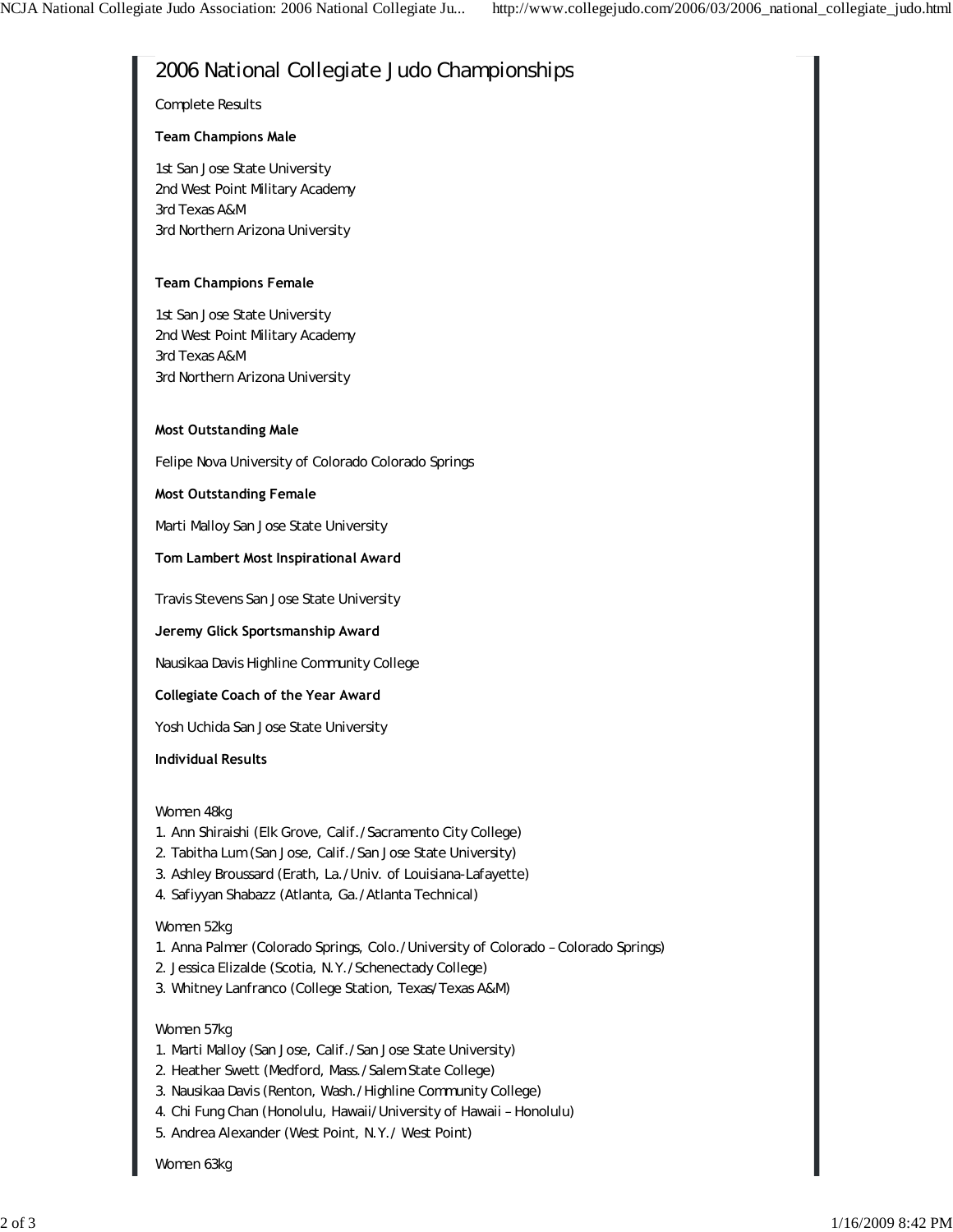# 2006 National Collegiate Judo Championships

Complete Results

**Team Champions Male**

1st San Jose State University
2nd West Point Military Academy
3rd Texas A&M
3rd Northern Arizona University

**Team Champions Female**

1st San Jose State University
2nd West Point Military Academy
3rd Texas A&M
3rd Northern Arizona University

**Most Outstanding Male**

Felipe Nova University of Colorado Colorado Springs

**Most Outstanding Female**

Marti Malloy San Jose State University

**Tom Lambert Most Inspirational Award**

Travis Stevens San Jose State University

**Jeremy Glick Sportsmanship Award**

Nausikaa Davis Highline Community College

**Collegiate Coach of the Year Award**

Yosh Uchida San Jose State University

**Individual Results**

Women 48kg
1. Ann Shiraishi (Elk Grove, Calif./Sacramento City College)
2. Tabitha Lum (San Jose, Calif./San Jose State University)
3. Ashley Broussard (Erath, La./Univ. of Louisiana-Lafayette)
4. Safiyyan Shabazz (Atlanta, Ga./Atlanta Technical)

Women 52kg
1. Anna Palmer (Colorado Springs, Colo./University of Colorado – Colorado Springs)
2. Jessica Elizalde (Scotia, N.Y./Schenectady College)
3. Whitney Lanfranco (College Station, Texas/Texas A&M)

Women 57kg
1. Marti Malloy (San Jose, Calif./San Jose State University)
2. Heather Swett (Medford, Mass./Salem State College)
3. Nausikaa Davis (Renton, Wash./Highline Community College)
4. Chi Fung Chan (Honolulu, Hawaii/University of Hawaii – Honolulu)
5. Andrea Alexander (West Point, N.Y./ West Point)

Women 63kg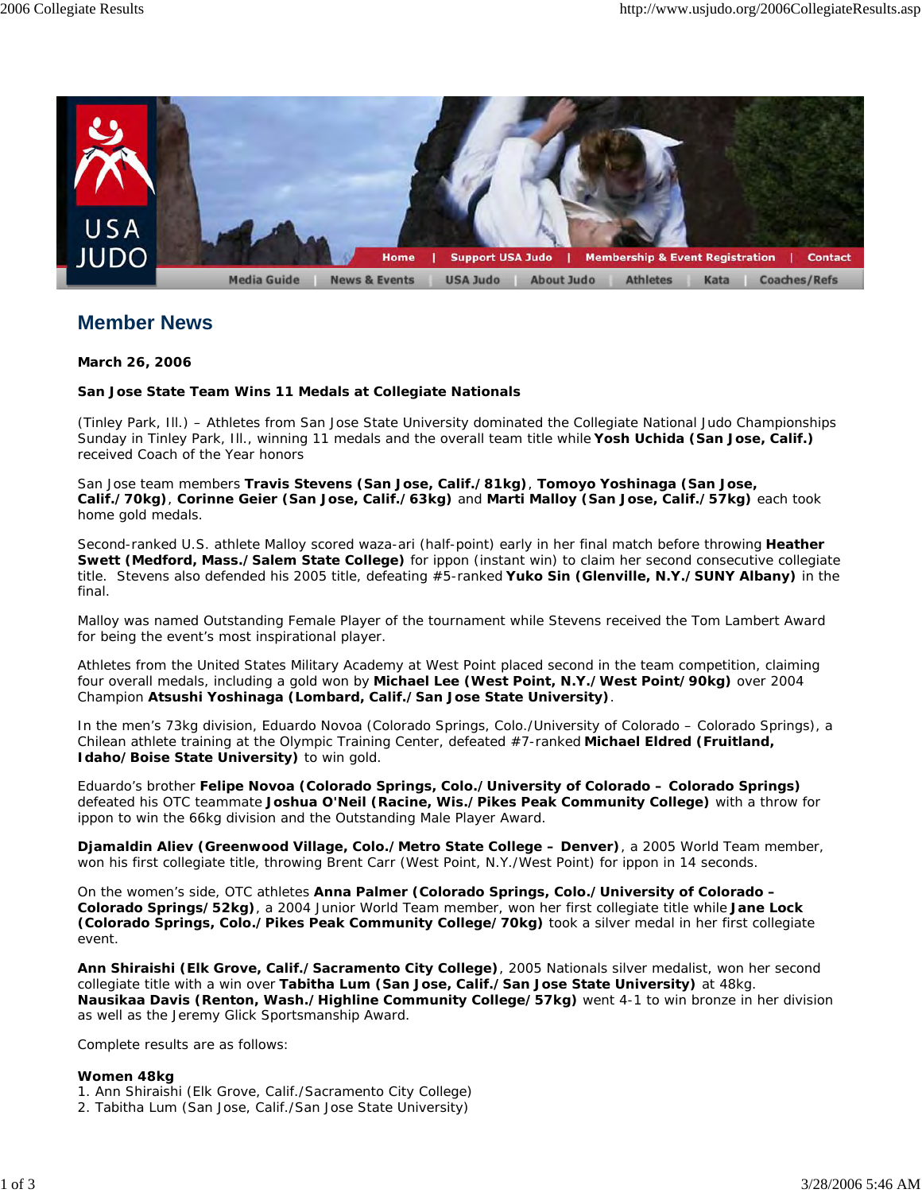## Member News

**March 26, 2006**

**San Jose State Team Wins 11 Medals at Collegiate Nationals**

(Tinley Park, Ill.) – Athletes from San Jose State University dominated the Collegiate National Judo Championships Sunday in Tinley Park, Ill., winning 11 medals and the overall team title while **Yosh Uchida (San Jose, Calif.)** received Coach of the Year honors

San Jose team members **Travis Stevens (San Jose, Calif./81kg)**, **Tomoyo Yoshinaga (San Jose, Calif./70kg)**, **Corinne Geier (San Jose, Calif./63kg)** and **Marti Malloy (San Jose, Calif./57kg)** each took home gold medals.

Second-ranked U.S. athlete Malloy scored waza-ari (half-point) early in her final match before throwing **Heather Swett (Medford, Mass./Salem State College)** for ippon (instant win) to claim her second consecutive collegiate title. Stevens also defended his 2005 title, defeating #5-ranked **Yuko Sin (Glenville, N.Y./SUNY Albany)** in the final.

Malloy was named Outstanding Female Player of the tournament while Stevens received the Tom Lambert Award for being the event's most inspirational player.

Athletes from the United States Military Academy at West Point placed second in the team competition, claiming four overall medals, including a gold won by **Michael Lee (West Point, N.Y./West Point/90kg)** over 2004 Champion **Atsushi Yoshinaga (Lombard, Calif./San Jose State University)**.

In the men's 73kg division, Eduardo Novoa (Colorado Springs, Colo./University of Colorado – Colorado Springs), a Chilean athlete training at the Olympic Training Center, defeated #7-ranked **Michael Eldred (Fruitland, Idaho/Boise State University)** to win gold.

Eduardo's brother **Felipe Novoa (Colorado Springs, Colo./University of Colorado – Colorado Springs)** defeated his OTC teammate **Joshua O'Neil (Racine, Wis./Pikes Peak Community College)** with a throw for ippon to win the 66kg division and the Outstanding Male Player Award.

**Djamaldin Aliev (Greenwood Village, Colo./Metro State College – Denver)**, a 2005 World Team member, won his first collegiate title, throwing Brent Carr (West Point, N.Y./West Point) for ippon in 14 seconds.

On the women's side, OTC athletes **Anna Palmer (Colorado Springs, Colo./University of Colorado – Colorado Springs/52kg)**, a 2004 Junior World Team member, won her first collegiate title while **Jane Lock (Colorado Springs, Colo./Pikes Peak Community College/70kg)** took a silver medal in her first collegiate event.

**Ann Shiraishi (Elk Grove, Calif./Sacramento City College)**, 2005 Nationals silver medalist, won her second collegiate title with a win over **Tabitha Lum (San Jose, Calif./San Jose State University)** at 48kg. **Nausikaa Davis (Renton, Wash./Highline Community College/57kg)** went 4-1 to win bronze in her division as well as the Jeremy Glick Sportsmanship Award.

Complete results are as follows:

**Women 48kg**
1. Ann Shiraishi (Elk Grove, Calif./Sacramento City College)
2. Tabitha Lum (San Jose, Calif./San Jose State University)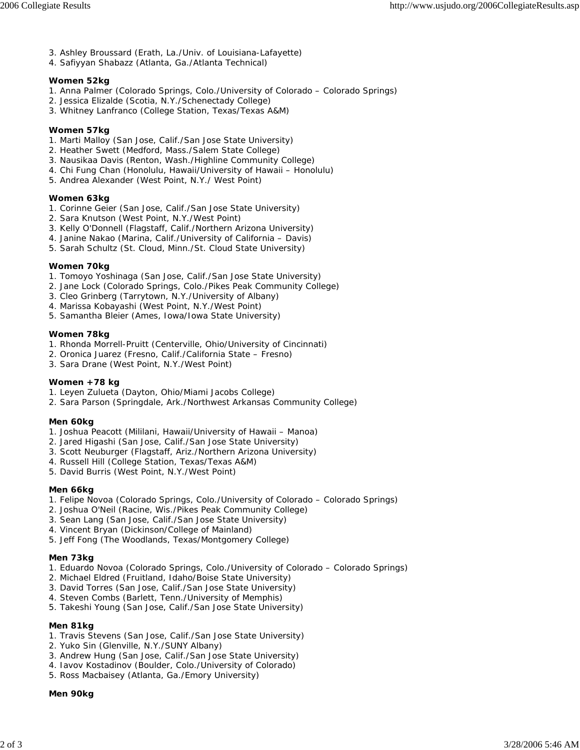3. Ashley Broussard (Erath, La./Univ. of Louisiana-Lafayette)
4. Safiyyan Shabazz (Atlanta, Ga./Atlanta Technical)

**Women 52kg**

1. Anna Palmer (Colorado Springs, Colo./University of Colorado – Colorado Springs)
2. Jessica Elizalde (Scotia, N.Y./Schenectady College)
3. Whitney Lanfranco (College Station, Texas/Texas A&M)

**Women 57kg**

1. Marti Malloy (San Jose, Calif./San Jose State University)
2. Heather Swett (Medford, Mass./Salem State College)
3. Nausikaa Davis (Renton, Wash./Highline Community College)
4. Chi Fung Chan (Honolulu, Hawaii/University of Hawaii – Honolulu)
5. Andrea Alexander (West Point, N.Y./ West Point)

**Women 63kg**

1. Corinne Geier (San Jose, Calif./San Jose State University)
2. Sara Knutson (West Point, N.Y./West Point)
3. Kelly O'Donnell (Flagstaff, Calif./Northern Arizona University)
4. Janine Nakao (Marina, Calif./University of California – Davis)
5. Sarah Schultz (St. Cloud, Minn./St. Cloud State University)

**Women 70kg**

1. Tomoyo Yoshinaga (San Jose, Calif./San Jose State University)
2. Jane Lock (Colorado Springs, Colo./Pikes Peak Community College)
3. Cleo Grinberg (Tarrytown, N.Y./University of Albany)
4. Marissa Kobayashi (West Point, N.Y./West Point)
5. Samantha Bleier (Ames, Iowa/Iowa State University)

**Women 78kg**

1. Rhonda Morrell-Pruitt (Centerville, Ohio/University of Cincinnati)
2. Oronica Juarez (Fresno, Calif./California State – Fresno)
3. Sara Drane (West Point, N.Y./West Point)

**Women +78 kg**

1. Leyen Zulueta (Dayton, Ohio/Miami Jacobs College)
2. Sara Parson (Springdale, Ark./Northwest Arkansas Community College)

**Men 60kg**

1. Joshua Peacott (Mililani, Hawaii/University of Hawaii – Manoa)
2. Jared Higashi (San Jose, Calif./San Jose State University)
3. Scott Neuburger (Flagstaff, Ariz./Northern Arizona University)
4. Russell Hill (College Station, Texas/Texas A&M)
5. David Burris (West Point, N.Y./West Point)

**Men 66kg**

1. Felipe Novoa (Colorado Springs, Colo./University of Colorado – Colorado Springs)
2. Joshua O'Neil (Racine, Wis./Pikes Peak Community College)
3. Sean Lang (San Jose, Calif./San Jose State University)
4. Vincent Bryan (Dickinson/College of Mainland)
5. Jeff Fong (The Woodlands, Texas/Montgomery College)

**Men 73kg**

1. Eduardo Novoa (Colorado Springs, Colo./University of Colorado – Colorado Springs)
2. Michael Eldred (Fruitland, Idaho/Boise State University)
3. David Torres (San Jose, Calif./San Jose State University)
4. Steven Combs (Barlett, Tenn./University of Memphis)
5. Takeshi Young (San Jose, Calif./San Jose State University)

**Men 81kg**

1. Travis Stevens (San Jose, Calif./San Jose State University)
2. Yuko Sin (Glenville, N.Y./SUNY Albany)
3. Andrew Hung (San Jose, Calif./San Jose State University)
4. Iavov Kostadinov (Boulder, Colo./University of Colorado)
5. Ross Macbaisey (Atlanta, Ga./Emory University)

**Men 90kg**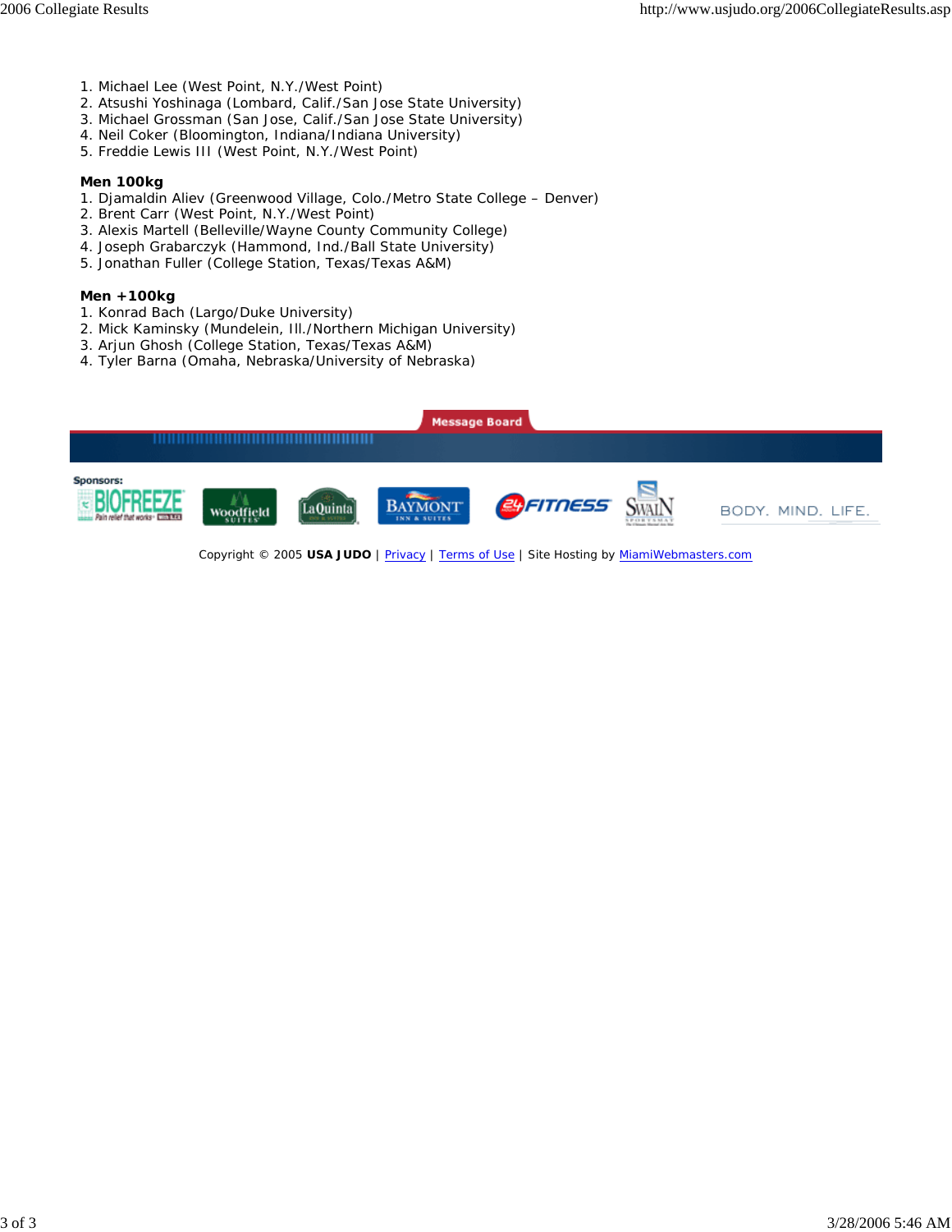1. Michael Lee (West Point, N.Y./West Point)
2. Atsushi Yoshinaga (Lombard, Calif./San Jose State University)
3. Michael Grossman (San Jose, Calif./San Jose State University)
4. Neil Coker (Bloomington, Indiana/Indiana University)
5. Freddie Lewis III (West Point, N.Y./West Point)

**Men 100kg**

1. Djamaldin Aliev (Greenwood Village, Colo./Metro State College – Denver)
2. Brent Carr (West Point, N.Y./West Point)
3. Alexis Martell (Belleville/Wayne County Community College)
4. Joseph Grabarczyk (Hammond, Ind./Ball State University)
5. Jonathan Fuller (College Station, Texas/Texas A&M)

**Men +100kg**

1. Konrad Bach (Largo/Duke University)
2. Mick Kaminsky (Mundelein, Ill./Northern Michigan University)
3. Arjun Ghosh (College Station, Texas/Texas A&M)
4. Tyler Barna (Omaha, Nebraska/University of Nebraska)

Message Board

Sponsors:

Copyright © 2005 **USA JUDO** | Privacy | Terms of Use | Site Hosting by MiamiWebmasters.com